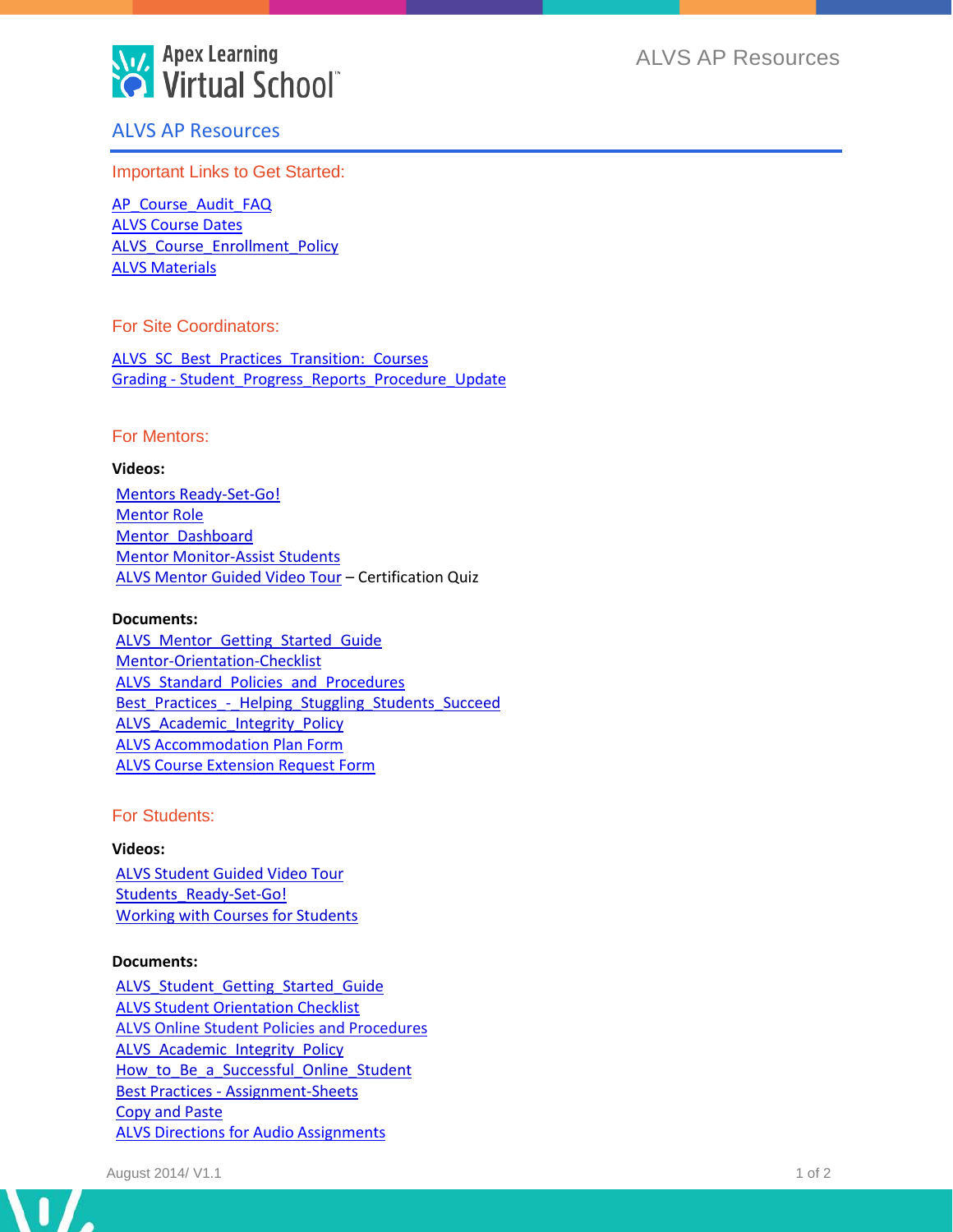# ALVS AP Resources

## Important Links to Get Started:

AP_Course_Audit_FAQ
ALVS Course Dates
ALVS_Course_Enrollment_Policy
ALVS Materials

## For Site Coordinators:

ALVS_SC_Best_Practices_Transition:_Courses
Grading - Student_Progress_Reports_Procedure_Update

## For Mentors:

**Videos:**

Mentors Ready-Set-Go!
Mentor Role
Mentor_Dashboard
Mentor Monitor-Assist Students
ALVS Mentor Guided Video Tour – Certification Quiz

**Documents:**

ALVS_Mentor_Getting_Started_Guide
Mentor-Orientation-Checklist
ALVS_Standard_Policies_and_Procedures
Best_Practices_-_Helping_Stuggling_Students_Succeed
ALVS_Academic_Integrity_Policy
ALVS Accommodation Plan Form
ALVS Course Extension Request Form

## For Students:

**Videos:**

ALVS Student Guided Video Tour
Students_Ready-Set-Go!
Working with Courses for Students

**Documents:**

ALVS_Student_Getting_Started_Guide
ALVS Student Orientation Checklist
ALVS Online Student Policies and Procedures
ALVS_Academic_Integrity_Policy
How_to_Be_a_Successful_Online_Student
Best Practices - Assignment-Sheets
Copy and Paste
ALVS Directions for Audio Assignments

August 2014/ V1.1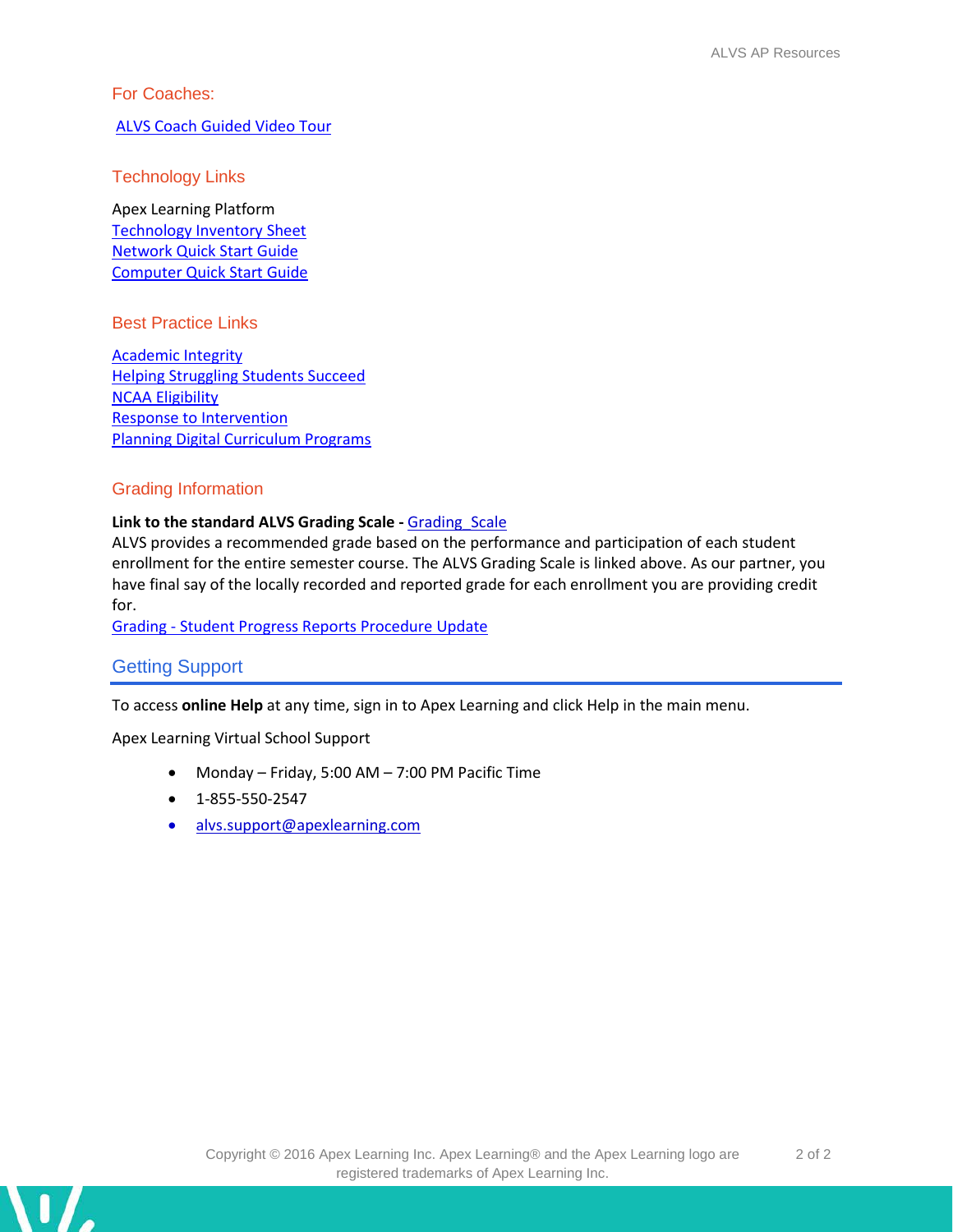## For Coaches:

ALVS Coach Guided Video Tour

## Technology Links

Apex Learning Platform
Technology Inventory Sheet
Network Quick Start Guide
Computer Quick Start Guide

## Best Practice Links

Academic Integrity
Helping Struggling Students Succeed
NCAA Eligibility
Response to Intervention
Planning Digital Curriculum Programs

## Grading Information

**Link to the standard ALVS Grading Scale -** Grading_Scale
ALVS provides a recommended grade based on the performance and participation of each student enrollment for the entire semester course. The ALVS Grading Scale is linked above. As our partner, you have final say of the locally recorded and reported grade for each enrollment you are providing credit for.
Grading - Student Progress Reports Procedure Update

## Getting Support

To access **online Help** at any time, sign in to Apex Learning and click Help in the main menu.

Apex Learning Virtual School Support

- Monday – Friday, 5:00 AM – 7:00 PM Pacific Time
- 1-855-550-2547
- alvs.support@apexlearning.com

Copyright © 2016 Apex Learning Inc. Apex Learning® and the Apex Learning logo are registered trademarks of Apex Learning Inc.